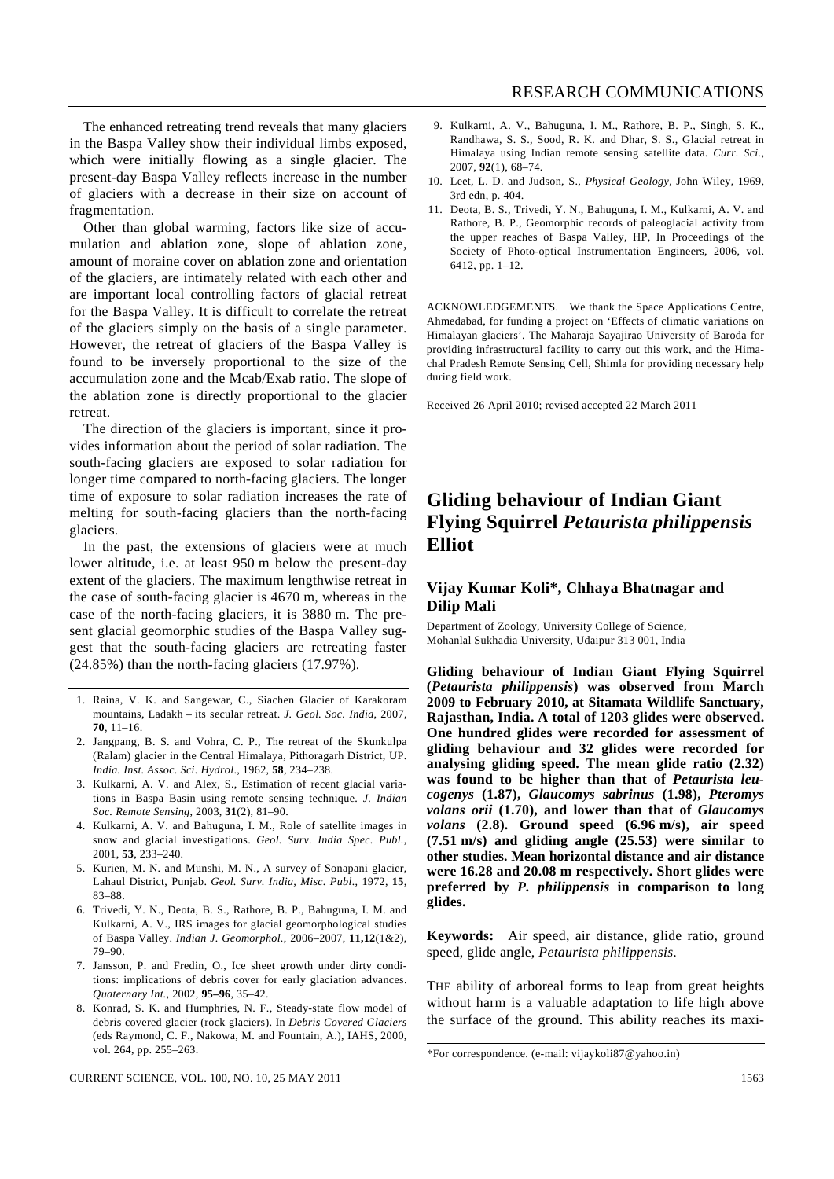The enhanced retreating trend reveals that many glaciers in the Baspa Valley show their individual limbs exposed, which were initially flowing as a single glacier. The present-day Baspa Valley reflects increase in the number of glaciers with a decrease in their size on account of fragmentation.

Other than global warming, factors like size of accumulation and ablation zone, slope of ablation zone, amount of moraine cover on ablation zone and orientation of the glaciers, are intimately related with each other and are important local controlling factors of glacial retreat for the Baspa Valley. It is difficult to correlate the retreat of the glaciers simply on the basis of a single parameter. However, the retreat of glaciers of the Baspa Valley is found to be inversely proportional to the size of the accumulation zone and the Mcab/Exab ratio. The slope of the ablation zone is directly proportional to the glacier retreat.

The direction of the glaciers is important, since it provides information about the period of solar radiation. The south-facing glaciers are exposed to solar radiation for longer time compared to north-facing glaciers. The longer time of exposure to solar radiation increases the rate of melting for south-facing glaciers than the north-facing glaciers.

In the past, the extensions of glaciers were at much lower altitude, i.e. at least 950 m below the present-day extent of the glaciers. The maximum lengthwise retreat in the case of south-facing glacier is 4670 m, whereas in the case of the north-facing glaciers, it is 3880 m. The present glacial geomorphic studies of the Baspa Valley suggest that the south-facing glaciers are retreating faster (24.85%) than the north-facing glaciers (17.97%).

1. Raina, V. K. and Sangewar, C., Siachen Glacier of Karakoram mountains, Ladakh – its secular retreat. *J. Geol. Soc. India*, 2007, **70**, 11–16.
2. Jangpang, B. S. and Vohra, C. P., The retreat of the Skunkulpa (Ralam) glacier in the Central Himalaya, Pithoragarh District, UP. *India. Inst. Assoc. Sci. Hydrol*., 1962, **58**, 234–238.
3. Kulkarni, A. V. and Alex, S., Estimation of recent glacial variations in Baspa Basin using remote sensing technique. *J. Indian Soc. Remote Sensing*, 2003, **31**(2), 81–90.
4. Kulkarni, A. V. and Bahuguna, I. M., Role of satellite images in snow and glacial investigations. *Geol. Surv. India Spec. Publ.*, 2001, **53**, 233–240.
5. Kurien, M. N. and Munshi, M. N., A survey of Sonapani glacier, Lahaul District, Punjab. *Geol. Surv. India, Misc. Publ*., 1972, **15**, 83–88.
6. Trivedi, Y. N., Deota, B. S., Rathore, B. P., Bahuguna, I. M. and Kulkarni, A. V., IRS images for glacial geomorphological studies of Baspa Valley. *Indian J. Geomorphol.*, 2006–2007, **11,12**(1&2), 79–90.
7. Jansson, P. and Fredin, O., Ice sheet growth under dirty conditions: implications of debris cover for early glaciation advances. *Quaternary Int.*, 2002, **95–96**, 35–42.
8. Konrad, S. K. and Humphries, N. F., Steady-state flow model of debris covered glacier (rock glaciers). In *Debris Covered Glaciers* (eds Raymond, C. F., Nakowa, M. and Fountain, A.), IAHS, 2000, vol. 264, pp. 255–263.
9. Kulkarni, A. V., Bahuguna, I. M., Rathore, B. P., Singh, S. K., Randhawa, S. S., Sood, R. K. and Dhar, S. S., Glacial retreat in Himalaya using Indian remote sensing satellite data. *Curr. Sci.*, 2007, **92**(1), 68–74.
10. Leet, L. D. and Judson, S., *Physical Geology*, John Wiley, 1969, 3rd edn, p. 404.
11. Deota, B. S., Trivedi, Y. N., Bahuguna, I. M., Kulkarni, A. V. and Rathore, B. P., Geomorphic records of paleoglacial activity from the upper reaches of Baspa Valley, HP, In Proceedings of the Society of Photo-optical Instrumentation Engineers, 2006, vol. 6412, pp. 1–12.

ACKNOWLEDGEMENTS. We thank the Space Applications Centre, Ahmedabad, for funding a project on 'Effects of climatic variations on Himalayan glaciers'. The Maharaja Sayajirao University of Baroda for providing infrastructural facility to carry out this work, and the Himachal Pradesh Remote Sensing Cell, Shimla for providing necessary help during field work.

Received 26 April 2010; revised accepted 22 March 2011

# Gliding behaviour of Indian Giant Flying Squirrel *Petaurista philippensis* Elliot

**Vijay Kumar Koli\*, Chhaya Bhatnagar and Dilip Mali**

Department of Zoology, University College of Science, Mohanlal Sukhadia University, Udaipur 313 001, India

**Gliding behaviour of Indian Giant Flying Squirrel (*Petaurista philippensis*) was observed from March 2009 to February 2010, at Sitamata Wildlife Sanctuary, Rajasthan, India. A total of 1203 glides were observed. One hundred glides were recorded for assessment of gliding behaviour and 32 glides were recorded for analysing gliding speed. The mean glide ratio (2.32) was found to be higher than that of *Petaurista leucogenys* (1.87), *Glaucomys sabrinus* (1.98), *Pteromys volans orii* (1.70), and lower than that of *Glaucomys volans* (2.8). Ground speed (6.96 m/s), air speed (7.51 m/s) and gliding angle (25.53) were similar to other studies. Mean horizontal distance and air distance were 16.28 and 20.08 m respectively. Short glides were preferred by *P. philippensis* in comparison to long glides.**

**Keywords:** Air speed, air distance, glide ratio, ground speed, glide angle, *Petaurista philippensis*.

THE ability of arboreal forms to leap from great heights without harm is a valuable adaptation to life high above the surface of the ground. This ability reaches its maxi-

\*For correspondence. (e-mail: vijaykoli87@yahoo.in)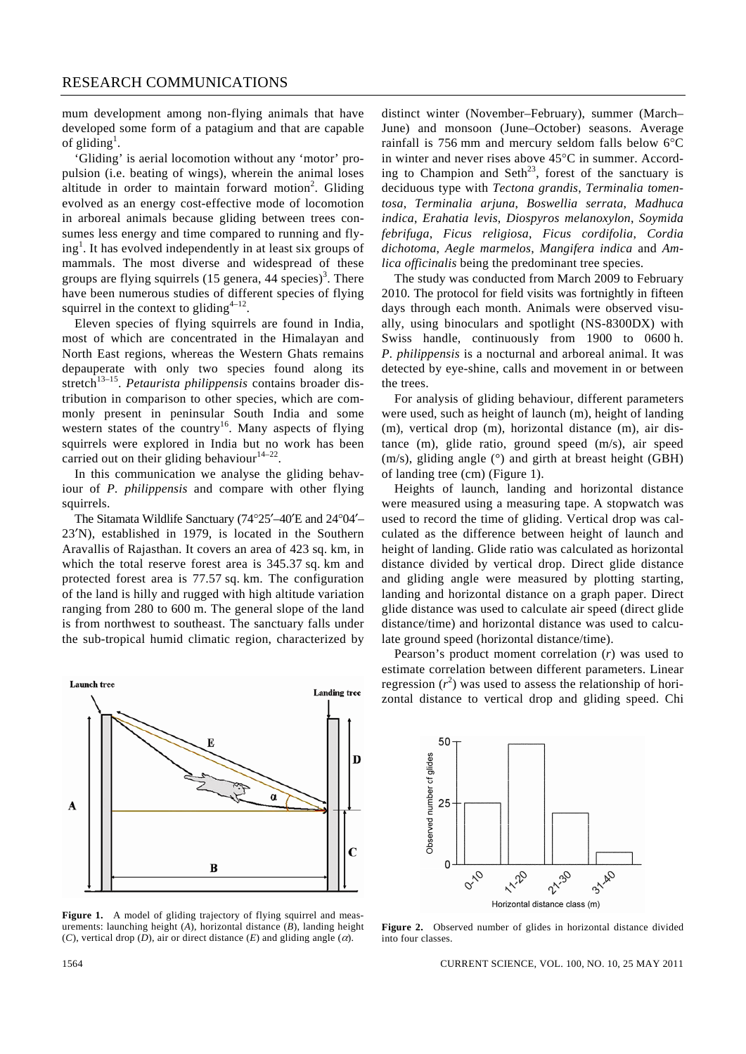mum development among non-flying animals that have developed some form of a patagium and that are capable of gliding[1].

'Gliding' is aerial locomotion without any 'motor' propulsion (i.e. beating of wings), wherein the animal loses altitude in order to maintain forward motion[2]. Gliding evolved as an energy cost-effective mode of locomotion in arboreal animals because gliding between trees consumes less energy and time compared to running and flying[1]. It has evolved independently in at least six groups of mammals. The most diverse and widespread of these groups are flying squirrels (15 genera, 44 species)[3]. There have been numerous studies of different species of flying squirrel in the context to gliding[4–12].

Eleven species of flying squirrels are found in India, most of which are concentrated in the Himalayan and North East regions, whereas the Western Ghats remains depauperate with only two species found along its stretch[13–15]. *Petaurista philippensis* contains broader distribution in comparison to other species, which are commonly present in peninsular South India and some western states of the country[16]. Many aspects of flying squirrels were explored in India but no work has been carried out on their gliding behaviour[14–22].

In this communication we analyse the gliding behaviour of *P. philippensis* and compare with other flying squirrels.

The Sitamata Wildlife Sanctuary (74°25′–40′E and 24°04′–23′N), established in 1979, is located in the Southern Aravallis of Rajasthan. It covers an area of 423 sq. km, in which the total reserve forest area is 345.37 sq. km and protected forest area is 77.57 sq. km. The configuration of the land is hilly and rugged with high altitude variation ranging from 280 to 600 m. The general slope of the land is from northwest to southeast. The sanctuary falls under the sub-tropical humid climatic region, characterized by distinct winter (November–February), summer (March–June) and monsoon (June–October) seasons. Average rainfall is 756 mm and mercury seldom falls below 6°C in winter and never rises above 45°C in summer. According to Champion and Seth[23], forest of the sanctuary is deciduous type with *Tectona grandis*, *Terminalia tomentosa*, *Terminalia arjuna*, *Boswellia serrata*, *Madhuca indica*, *Erahatia levis*, *Diospyros melanoxylon*, *Soymida febrifuga*, *Ficus religiosa*, *Ficus cordifolia*, *Cordia dichotoma*, *Aegle marmelos*, *Mangifera indica* and *Amlica officinalis* being the predominant tree species.

The study was conducted from March 2009 to February 2010. The protocol for field visits was fortnightly in fifteen days through each month. Animals were observed visually, using binoculars and spotlight (NS-8300DX) with Swiss handle, continuously from 1900 to 0600 h. *P. philippensis* is a nocturnal and arboreal animal. It was detected by eye-shine, calls and movement in or between the trees.

For analysis of gliding behaviour, different parameters were used, such as height of launch (m), height of landing (m), vertical drop (m), horizontal distance (m), air distance (m), glide ratio, ground speed (m/s), air speed (m/s), gliding angle (°) and girth at breast height (GBH) of landing tree (cm) (Figure 1).

Heights of launch, landing and horizontal distance were measured using a measuring tape. A stopwatch was used to record the time of gliding. Vertical drop was calculated as the difference between height of launch and height of landing. Glide ratio was calculated as horizontal distance divided by vertical drop. Direct glide distance and gliding angle were measured by plotting starting, landing and horizontal distance on a graph paper. Direct glide distance was used to calculate air speed (direct glide distance/time) and horizontal distance was used to calculate ground speed (horizontal distance/time).

Pearson's product moment correlation ($r$) was used to estimate correlation between different parameters. Linear regression ($r^2$) was used to assess the relationship of horizontal distance to vertical drop and gliding speed. Chi

**Figure 1.** A model of gliding trajectory of flying squirrel and measurements: launching height ($A$), horizontal distance ($B$), landing height ($C$), vertical drop ($D$), air or direct distance ($E$) and gliding angle ($\alpha$).

**Figure 2.** Observed number of glides in horizontal distance divided into four classes.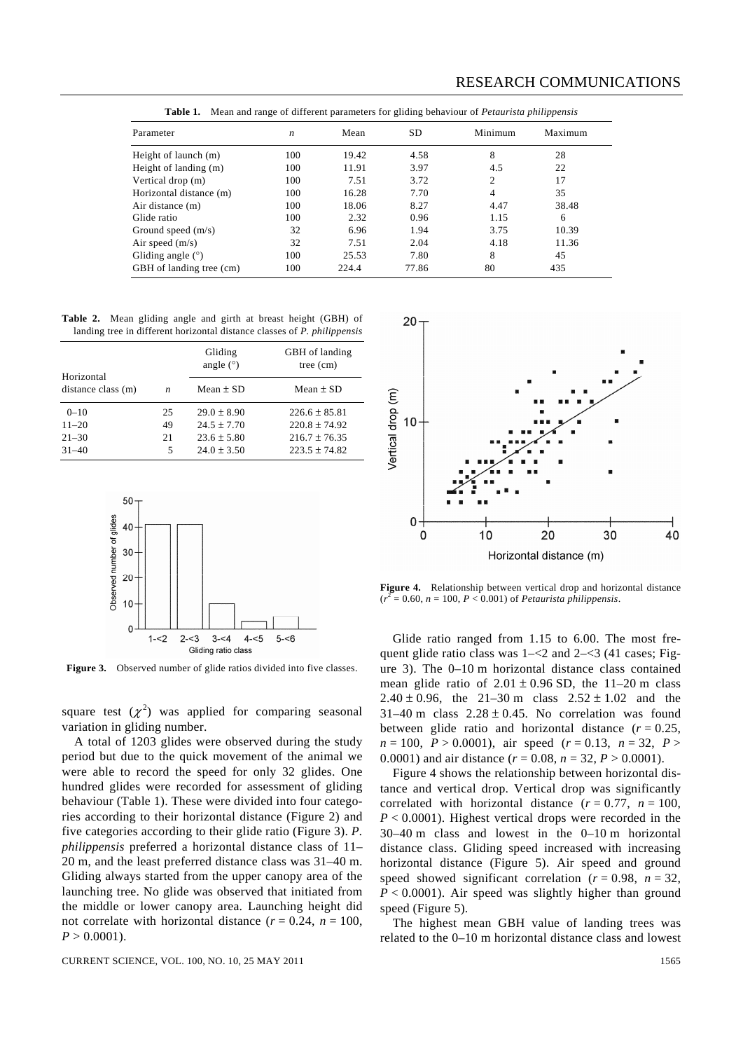**Table 1.** Mean and range of different parameters for gliding behaviour of *Petaurista philippensis*

| Parameter | *n* | Mean | SD | Minimum | Maximum |
|---|---|---|---|---|---|
| Height of launch (m) | 100 | 19.42 | 4.58 | 8 | 28 |
| Height of landing (m) | 100 | 11.91 | 3.97 | 4.5 | 22 |
| Vertical drop (m) | 100 | 7.51 | 3.72 | 2 | 17 |
| Horizontal distance (m) | 100 | 16.28 | 7.70 | 4 | 35 |
| Air distance (m) | 100 | 18.06 | 8.27 | 4.47 | 38.48 |
| Glide ratio | 100 | 2.32 | 0.96 | 1.15 | 6 |
| Ground speed (m/s) | 32 | 6.96 | 1.94 | 3.75 | 10.39 |
| Air speed (m/s) | 32 | 7.51 | 2.04 | 4.18 | 11.36 |
| Gliding angle (°) | 100 | 25.53 | 7.80 | 8 | 45 |
| GBH of landing tree (cm) | 100 | 224.4 | 77.86 | 80 | 435 |

**Table 2.** Mean gliding angle and girth at breast height (GBH) of landing tree in different horizontal distance classes of *P. philippensis*

| Horizontal distance class (m) | *n* | Gliding angle (°) | GBH of landing tree (cm) |
|---|---|---|---|
| | | Mean ± SD | Mean ± SD |
| 0–10 | 25 | 29.0 ± 8.90 | 226.6 ± 85.81 |
| 11–20 | 49 | 24.5 ± 7.70 | 220.8 ± 74.92 |
| 21–30 | 21 | 23.6 ± 5.80 | 216.7 ± 76.35 |
| 31–40 | 5 | 24.0 ± 3.50 | 223.5 ± 74.82 |

**Figure 3.** Observed number of glide ratios divided into five classes.

**Figure 4.** Relationship between vertical drop and horizontal distance ($r^2 = 0.60$, $n = 100$, $P < 0.001$) of *Petaurista philippensis*.

square test ($\chi^2$) was applied for comparing seasonal variation in gliding number.

A total of 1203 glides were observed during the study period but due to the quick movement of the animal we were able to record the speed for only 32 glides. One hundred glides were recorded for assessment of gliding behaviour (Table 1). These were divided into four categories according to their horizontal distance (Figure 2) and five categories according to their glide ratio (Figure 3). *P. philippensis* preferred a horizontal distance class of 11–20 m, and the least preferred distance class was 31–40 m. Gliding always started from the upper canopy area of the launching tree. No glide was observed that initiated from the middle or lower canopy area. Launching height did not correlate with horizontal distance ($r = 0.24$, $n = 100$, $P > 0.0001$).

Glide ratio ranged from 1.15 to 6.00. The most frequent glide ratio class was 1–<2 and 2–<3 (41 cases; Figure 3). The 0–10 m horizontal distance class contained mean glide ratio of $2.01 \pm 0.96$ SD, the 11–20 m class $2.40 \pm 0.96$, the 21–30 m class $2.52 \pm 1.02$ and the 31–40 m class $2.28 \pm 0.45$. No correlation was found between glide ratio and horizontal distance ($r = 0.25$, $n = 100$, $P > 0.0001$), air speed ($r = 0.13$, $n = 32$, $P > 0.0001$) and air distance ($r = 0.08$, $n = 32$, $P > 0.0001$).

Figure 4 shows the relationship between horizontal distance and vertical drop. Vertical drop was significantly correlated with horizontal distance ($r = 0.77$, $n = 100$, $P < 0.0001$). Highest vertical drops were recorded in the 30–40 m class and lowest in the 0–10 m horizontal distance class. Gliding speed increased with increasing horizontal distance (Figure 5). Air speed and ground speed showed significant correlation ($r = 0.98$, $n = 32$, $P < 0.0001$). Air speed was slightly higher than ground speed (Figure 5).

The highest mean GBH value of landing trees was related to the 0–10 m horizontal distance class and lowest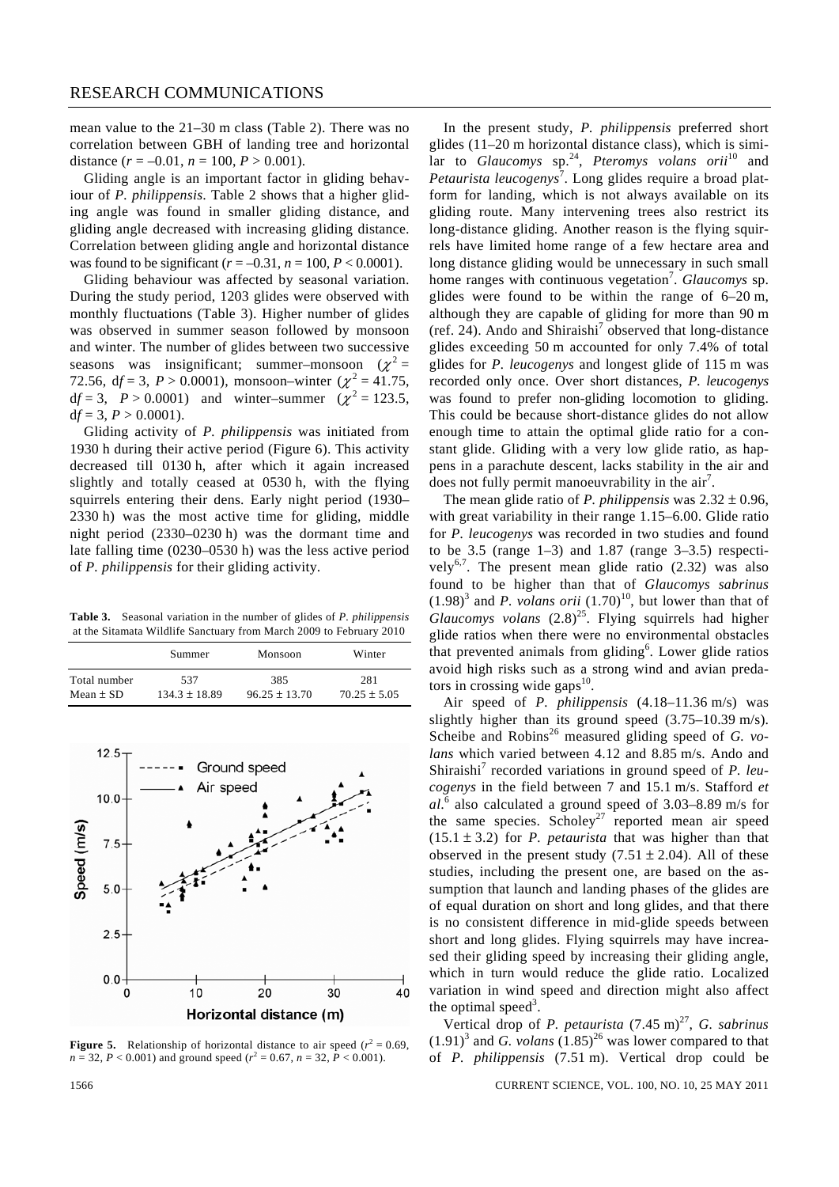mean value to the 21–30 m class (Table 2). There was no correlation between GBH of landing tree and horizontal distance ($r = -0.01$, $n = 100$, $P > 0.001$).

Gliding angle is an important factor in gliding behaviour of *P. philippensis*. Table 2 shows that a higher gliding angle was found in smaller gliding distance, and gliding angle decreased with increasing gliding distance. Correlation between gliding angle and horizontal distance was found to be significant ($r = -0.31$, $n = 100$, $P < 0.0001$).

Gliding behaviour was affected by seasonal variation. During the study period, 1203 glides were observed with monthly fluctuations (Table 3). Higher number of glides was observed in summer season followed by monsoon and winter. The number of glides between two successive seasons was insignificant; summer–monsoon ($\chi^2 = 72.56$, d$f = 3$, $P > 0.0001$), monsoon–winter ($\chi^2 = 41.75$, d$f = 3$, $P > 0.0001$) and winter–summer ($\chi^2 = 123.5$, d$f = 3$, $P > 0.0001$).

Gliding activity of *P. philippensis* was initiated from 1930 h during their active period (Figure 6). This activity decreased till 0130 h, after which it again increased slightly and totally ceased at 0530 h, with the flying squirrels entering their dens. Early night period (1930–2330 h) was the most active time for gliding, middle night period (2330–0230 h) was the dormant time and late falling time (0230–0530 h) was the less active period of *P. philippensis* for their gliding activity.

**Table 3.** Seasonal variation in the number of glides of *P. philippensis* at the Sitamata Wildlife Sanctuary from March 2009 to February 2010

| | Summer | Monsoon | Winter |
|---|---|---|---|
| Total number | 537 | 385 | 281 |
| Mean ± SD | 134.3 ± 18.89 | 96.25 ± 13.70 | 70.25 ± 5.05 |

**Figure 5.** Relationship of horizontal distance to air speed ($r^2 = 0.69$, $n = 32$, $P < 0.001$) and ground speed ($r^2 = 0.67$, $n = 32$, $P < 0.001$).

In the present study, *P. philippensis* preferred short glides (11–20 m horizontal distance class), which is similar to *Glaucomys* sp.[24], *Pteromys volans orii*[10] and *Petaurista leucogenys*[7]. Long glides require a broad platform for landing, which is not always available on its gliding route. Many intervening trees also restrict its long-distance gliding. Another reason is the flying squirrels have limited home range of a few hectare area and long distance gliding would be unnecessary in such small home ranges with continuous vegetation[7]. *Glaucomys* sp. glides were found to be within the range of 6–20 m, although they are capable of gliding for more than 90 m (ref. 24). Ando and Shiraishi[7] observed that long-distance glides exceeding 50 m accounted for only 7.4% of total glides for *P. leucogenys* and longest glide of 115 m was recorded only once. Over short distances, *P. leucogenys* was found to prefer non-gliding locomotion to gliding. This could be because short-distance glides do not allow enough time to attain the optimal glide ratio for a constant glide. Gliding with a very low glide ratio, as happens in a parachute descent, lacks stability in the air and does not fully permit manoeuvrability in the air[7].

The mean glide ratio of *P. philippensis* was 2.32 ± 0.96, with great variability in their range 1.15–6.00. Glide ratio for *P. leucogenys* was recorded in two studies and found to be 3.5 (range 1–3) and 1.87 (range 3–3.5) respectively[6,7]. The present mean glide ratio (2.32) was also found to be higher than that of *Glaucomys sabrinus* (1.98)[3] and *P. volans orii* (1.70)[10], but lower than that of *Glaucomys volans* (2.8)[25]. Flying squirrels had higher glide ratios when there were no environmental obstacles that prevented animals from gliding[6]. Lower glide ratios avoid high risks such as a strong wind and avian predators in crossing wide gaps[10].

Air speed of *P. philippensis* (4.18–11.36 m/s) was slightly higher than its ground speed (3.75–10.39 m/s). Scheibe and Robins[26] measured gliding speed of *G. volans* which varied between 4.12 and 8.85 m/s. Ando and Shiraishi[7] recorded variations in ground speed of *P. leucogenys* in the field between 7 and 15.1 m/s. Stafford *et al.*[6] also calculated a ground speed of 3.03–8.89 m/s for the same species. Scholey[27] reported mean air speed (15.1 ± 3.2) for *P. petaurista* that was higher than that observed in the present study (7.51 ± 2.04). All of these studies, including the present one, are based on the assumption that launch and landing phases of the glides are of equal duration on short and long glides, and that there is no consistent difference in mid-glide speeds between short and long glides. Flying squirrels may have increased their gliding speed by increasing their gliding angle, which in turn would reduce the glide ratio. Localized variation in wind speed and direction might also affect the optimal speed[3].

Vertical drop of *P. petaurista* (7.45 m)[27], *G. sabrinus* (1.91)[3] and *G. volans* (1.85)[26] was lower compared to that of *P. philippensis* (7.51 m). Vertical drop could be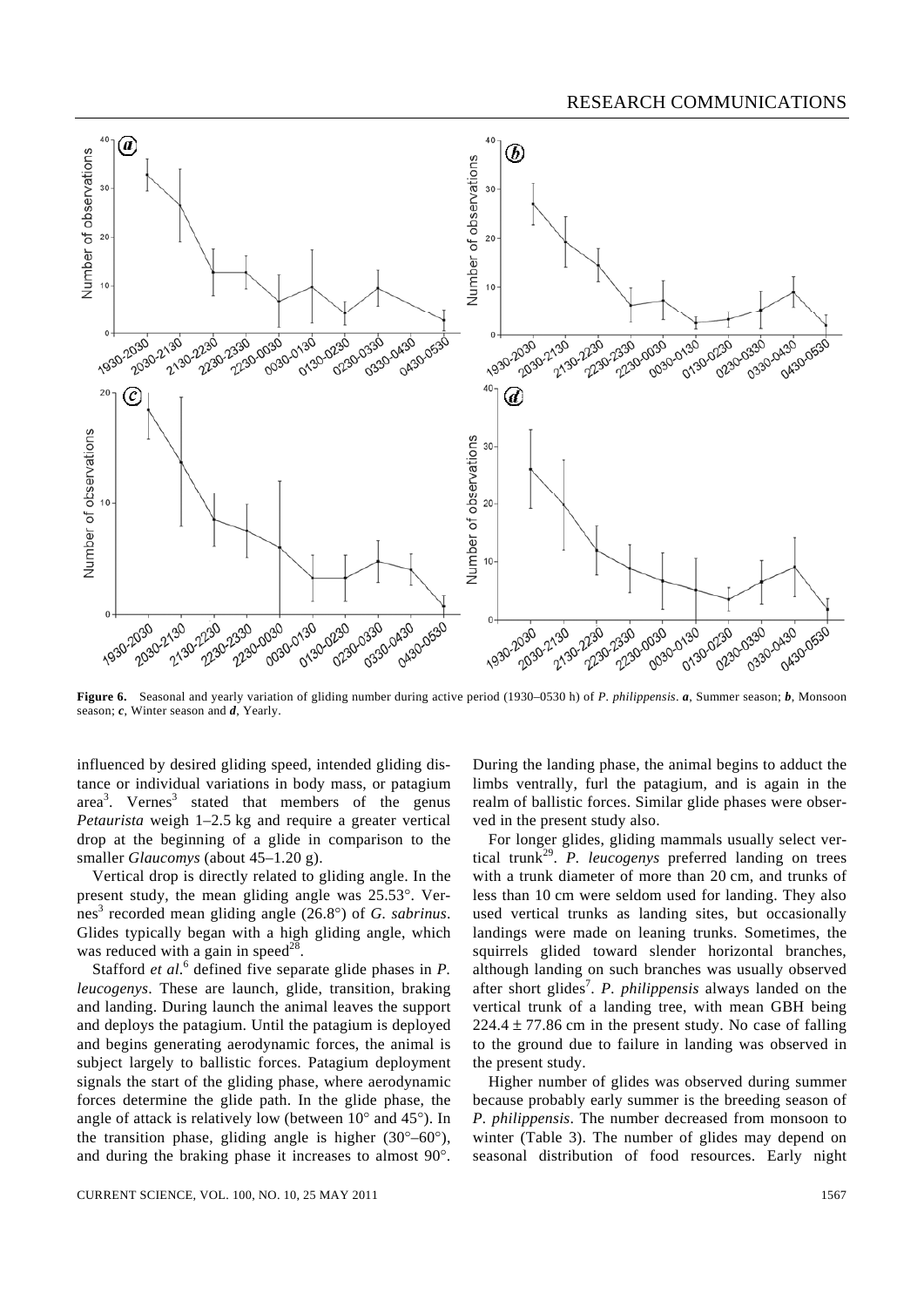**Figure 6.** Seasonal and yearly variation of gliding number during active period (1930–0530 h) of *P. philippensis*. ***a***, Summer season; ***b***, Monsoon season; ***c***, Winter season and ***d***, Yearly.

influenced by desired gliding speed, intended gliding distance or individual variations in body mass, or patagium area[3]. Vernes[3] stated that members of the genus *Petaurista* weigh 1–2.5 kg and require a greater vertical drop at the beginning of a glide in comparison to the smaller *Glaucomys* (about 45–1.20 g).

Vertical drop is directly related to gliding angle. In the present study, the mean gliding angle was 25.53°. Vernes[3] recorded mean gliding angle (26.8°) of *G. sabrinus*. Glides typically began with a high gliding angle, which was reduced with a gain in speed[28].

Stafford *et al.*[6] defined five separate glide phases in *P. leucogenys*. These are launch, glide, transition, braking and landing. During launch the animal leaves the support and deploys the patagium. Until the patagium is deployed and begins generating aerodynamic forces, the animal is subject largely to ballistic forces. Patagium deployment signals the start of the gliding phase, where aerodynamic forces determine the glide path. In the glide phase, the angle of attack is relatively low (between 10° and 45°). In the transition phase, gliding angle is higher (30°–60°), and during the braking phase it increases to almost 90°. During the landing phase, the animal begins to adduct the limbs ventrally, furl the patagium, and is again in the realm of ballistic forces. Similar glide phases were observed in the present study also.

For longer glides, gliding mammals usually select vertical trunk[29]. *P. leucogenys* preferred landing on trees with a trunk diameter of more than 20 cm, and trunks of less than 10 cm were seldom used for landing. They also used vertical trunks as landing sites, but occasionally landings were made on leaning trunks. Sometimes, the squirrels glided toward slender horizontal branches, although landing on such branches was usually observed after short glides[7]. *P. philippensis* always landed on the vertical trunk of a landing tree, with mean GBH being $224.4 \pm 77.86$ cm in the present study. No case of falling to the ground due to failure in landing was observed in the present study.

Higher number of glides was observed during summer because probably early summer is the breeding season of *P. philippensis*. The number decreased from monsoon to winter (Table 3). The number of glides may depend on seasonal distribution of food resources. Early night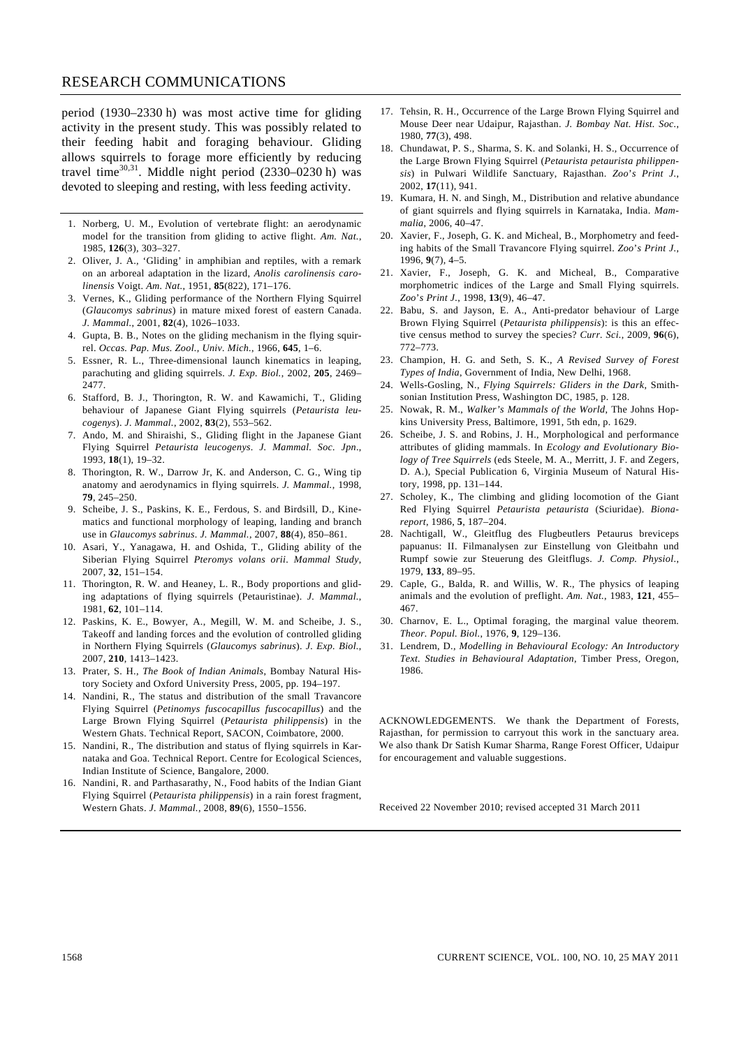period (1930–2330 h) was most active time for gliding activity in the present study. This was possibly related to their feeding habit and foraging behaviour. Gliding allows squirrels to forage more efficiently by reducing travel time[30,31]. Middle night period (2330–0230 h) was devoted to sleeping and resting, with less feeding activity.

1. Norberg, U. M., Evolution of vertebrate flight: an aerodynamic model for the transition from gliding to active flight. *Am. Nat.*, 1985, **126**(3), 303–327.
2. Oliver, J. A., 'Gliding' in amphibian and reptiles, with a remark on an arboreal adaptation in the lizard, *Anolis carolinensis carolinensis* Voigt. *Am. Nat.*, 1951, **85**(822), 171–176.
3. Vernes, K., Gliding performance of the Northern Flying Squirrel (*Glaucomys sabrinus*) in mature mixed forest of eastern Canada. *J. Mammal.*, 2001, **82**(4), 1026–1033.
4. Gupta, B. B., Notes on the gliding mechanism in the flying squirrel. *Occas. Pap. Mus. Zool., Univ. Mich.*, 1966, **645**, 1–6.
5. Essner, R. L., Three-dimensional launch kinematics in leaping, parachuting and gliding squirrels. *J. Exp. Biol.*, 2002, **205**, 2469–2477.
6. Stafford, B. J., Thorington, R. W. and Kawamichi, T., Gliding behaviour of Japanese Giant Flying squirrels (*Petaurista leucogenys*). *J. Mammal.*, 2002, **83**(2), 553–562.
7. Ando, M. and Shiraishi, S., Gliding flight in the Japanese Giant Flying Squirrel *Petaurista leucogenys*. *J. Mammal. Soc. Jpn.*, 1993, **18**(1), 19–32.
8. Thorington, R. W., Darrow Jr, K. and Anderson, C. G., Wing tip anatomy and aerodynamics in flying squirrels. *J. Mammal.*, 1998, **79**, 245–250.
9. Scheibe, J. S., Paskins, K. E., Ferdous, S. and Birdsill, D., Kinematics and functional morphology of leaping, landing and branch use in *Glaucomys sabrinus*. *J. Mammal.*, 2007, **88**(4), 850–861.
10. Asari, Y., Yanagawa, H. and Oshida, T., Gliding ability of the Siberian Flying Squirrel *Pteromys volans orii*. *Mammal Study*, 2007, **32**, 151–154.
11. Thorington, R. W. and Heaney, L. R., Body proportions and gliding adaptations of flying squirrels (Petauristinae). *J. Mammal.*, 1981, **62**, 101–114.
12. Paskins, K. E., Bowyer, A., Megill, W. M. and Scheibe, J. S., Takeoff and landing forces and the evolution of controlled gliding in Northern Flying Squirrels (*Glaucomys sabrinus*). *J. Exp. Biol.*, 2007, **210**, 1413–1423.
13. Prater, S. H., *The Book of Indian Animals*, Bombay Natural History Society and Oxford University Press, 2005, pp. 194–197.
14. Nandini, R., The status and distribution of the small Travancore Flying Squirrel (*Petinomys fuscocapillus fuscocapillus*) and the Large Brown Flying Squirrel (*Petaurista philippensis*) in the Western Ghats. Technical Report, SACON, Coimbatore, 2000.
15. Nandini, R., The distribution and status of flying squirrels in Karnataka and Goa. Technical Report. Centre for Ecological Sciences, Indian Institute of Science, Bangalore, 2000.
16. Nandini, R. and Parthasarathy, N., Food habits of the Indian Giant Flying Squirrel (*Petaurista philippensis*) in a rain forest fragment, Western Ghats. *J. Mammal.*, 2008, **89**(6), 1550–1556.
17. Tehsin, R. H., Occurrence of the Large Brown Flying Squirrel and Mouse Deer near Udaipur, Rajasthan. *J. Bombay Nat. Hist. Soc.*, 1980, **77**(3), 498.
18. Chundawat, P. S., Sharma, S. K. and Solanki, H. S., Occurrence of the Large Brown Flying Squirrel (*Petaurista petaurista philippensis*) in Pulwari Wildlife Sanctuary, Rajasthan. *Zoo's Print J.*, 2002, **17**(11), 941.
19. Kumara, H. N. and Singh, M., Distribution and relative abundance of giant squirrels and flying squirrels in Karnataka, India. *Mammalia*, 2006, 40–47.
20. Xavier, F., Joseph, G. K. and Micheal, B., Morphometry and feeding habits of the Small Travancore Flying squirrel. *Zoo's Print J.*, 1996, **9**(7), 4–5.
21. Xavier, F., Joseph, G. K. and Micheal, B., Comparative morphometric indices of the Large and Small Flying squirrels. *Zoo's Print J.*, 1998, **13**(9), 46–47.
22. Babu, S. and Jayson, E. A., Anti-predator behaviour of Large Brown Flying Squirrel (*Petaurista philippensis*): is this an effective census method to survey the species? *Curr. Sci.*, 2009, **96**(6), 772–773.
23. Champion, H. G. and Seth, S. K., *A Revised Survey of Forest Types of India*, Government of India, New Delhi, 1968.
24. Wells-Gosling, N., *Flying Squirrels: Gliders in the Dark*, Smithsonian Institution Press, Washington DC, 1985, p. 128.
25. Nowak, R. M., *Walker's Mammals of the World*, The Johns Hopkins University Press, Baltimore, 1991, 5th edn, p. 1629.
26. Scheibe, J. S. and Robins, J. H., Morphological and performance attributes of gliding mammals. In *Ecology and Evolutionary Biology of Tree Squirrels* (eds Steele, M. A., Merritt, J. F. and Zegers, D. A.), Special Publication 6, Virginia Museum of Natural History, 1998, pp. 131–144.
27. Scholey, K., The climbing and gliding locomotion of the Giant Red Flying Squirrel *Petaurista petaurista* (Sciuridae). *Bionareport*, 1986, **5**, 187–204.
28. Nachtigall, W., Gleitflug des Flugbeutlers Petaurus breviceps papuanus: II. Filmanalysen zur Einstellung von Gleitbahn und Rumpf sowie zur Steuerung des Gleitflugs. *J. Comp. Physiol.*, 1979, **133**, 89–95.
29. Caple, G., Balda, R. and Willis, W. R., The physics of leaping animals and the evolution of preflight. *Am. Nat.*, 1983, **121**, 455–467.
30. Charnov, E. L., Optimal foraging, the marginal value theorem. *Theor. Popul. Biol.*, 1976, **9**, 129–136.
31. Lendrem, D., *Modelling in Behavioural Ecology: An Introductory Text. Studies in Behavioural Adaptation*, Timber Press, Oregon, 1986.

ACKNOWLEDGEMENTS. We thank the Department of Forests, Rajasthan, for permission to carryout this work in the sanctuary area. We also thank Dr Satish Kumar Sharma, Range Forest Officer, Udaipur for encouragement and valuable suggestions.

Received 22 November 2010; revised accepted 31 March 2011